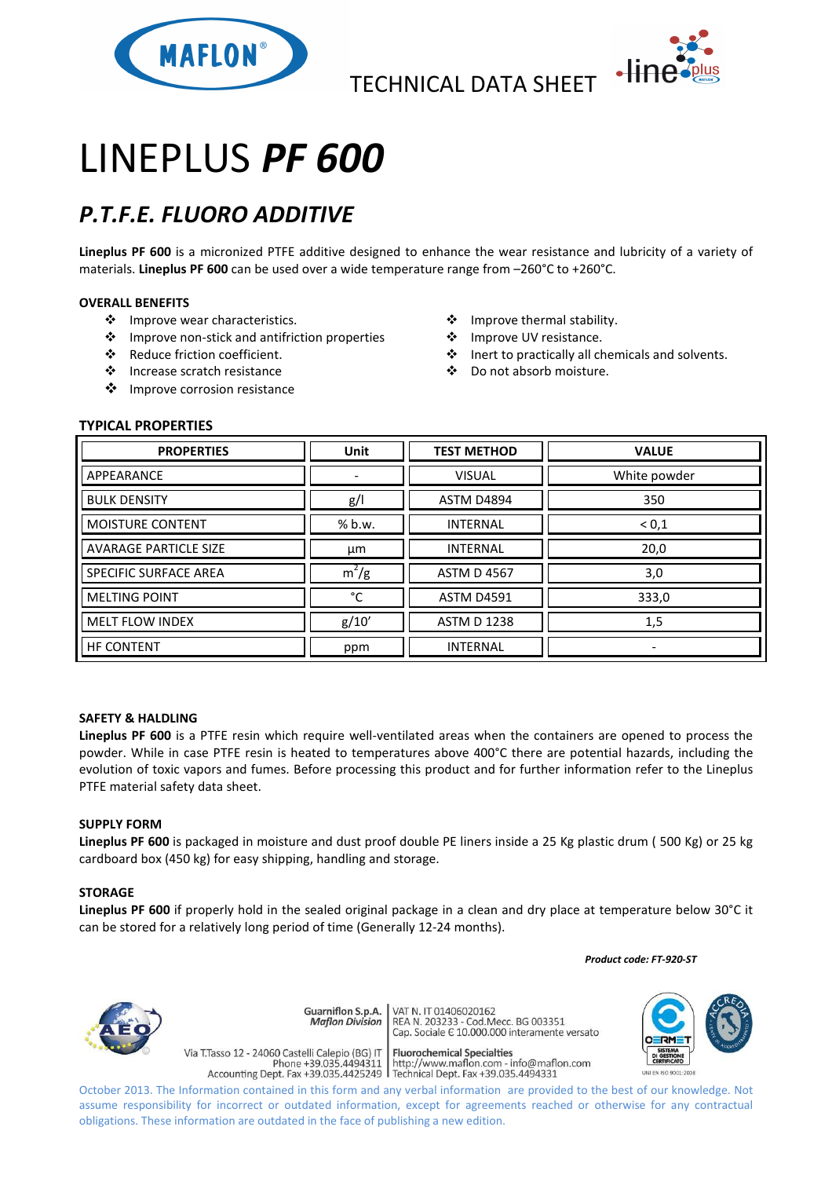TECHNICAL DATA SHEET

# LINEPLUS ***PF 600***

## *P.T.F.E. FLUORO ADDITIVE*

**Lineplus PF 600** is a micronized PTFE additive designed to enhance the wear resistance and lubricity of a variety of materials. **Lineplus PF 600** can be used over a wide temperature range from –260°C to +260°C.

### OVERALL BENEFITS

- Improve wear characteristics.
- Improve non-stick and antifriction properties
- Reduce friction coefficient.
- Increase scratch resistance
- Improve corrosion resistance
- Improve thermal stability.
- Improve UV resistance.
- Inert to practically all chemicals and solvents.
- Do not absorb moisture.

### TYPICAL PROPERTIES

| PROPERTIES | Unit | TEST METHOD | VALUE |
|---|---|---|---|
| APPEARANCE | - | VISUAL | White powder |
| BULK DENSITY | g/l | ASTM D4894 | 350 |
| MOISTURE CONTENT | % b.w. | INTERNAL | < 0,1 |
| AVARAGE PARTICLE SIZE | µm | INTERNAL | 20,0 |
| SPECIFIC SURFACE AREA | $m^2/g$ | ASTM D 4567 | 3,0 |
| MELTING POINT | °C | ASTM D4591 | 333,0 |
| MELT FLOW INDEX | g/10’ | ASTM D 1238 | 1,5 |
| HF CONTENT | ppm | INTERNAL | - |

### SAFETY & HALDLING

**Lineplus PF 600** is a PTFE resin which require well-ventilated areas when the containers are opened to process the powder. While in case PTFE resin is heated to temperatures above 400°C there are potential hazards, including the evolution of toxic vapors and fumes. Before processing this product and for further information refer to the Lineplus PTFE material safety data sheet.

### SUPPLY FORM

**Lineplus PF 600** is packaged in moisture and dust proof double PE liners inside a 25 Kg plastic drum ( 500 Kg) or 25 kg cardboard box (450 kg) for easy shipping, handling and storage.

### STORAGE

**Lineplus PF 600** if properly hold in the sealed original package in a clean and dry place at temperature below 30°C it can be stored for a relatively long period of time (Generally 12-24 months).

***Product code: FT-920-ST***

Guarniflon S.p.A. *Maflon Division*
Via T.Tasso 12 - 24060 Castelli Calepio (BG) IT
Phone +39.035.4494311
Accounting Dept. Fax +39.035.4425249

VAT N. IT 01406020162
REA N. 203233 - Cod.Mecc. BG 003351
Cap. Sociale € 10.000.000 interamente versato
**Fluorochemical Specialties**
http://www.maflon.com - info@maflon.com
Technical Dept. Fax +39.035.4494331

UNI EN ISO 9001:2008

October 2013. The Information contained in this form and any verbal information are provided to the best of our knowledge. Not assume responsibility for incorrect or outdated information, except for agreements reached or otherwise for any contractual obligations. These information are outdated in the face of publishing a new edition.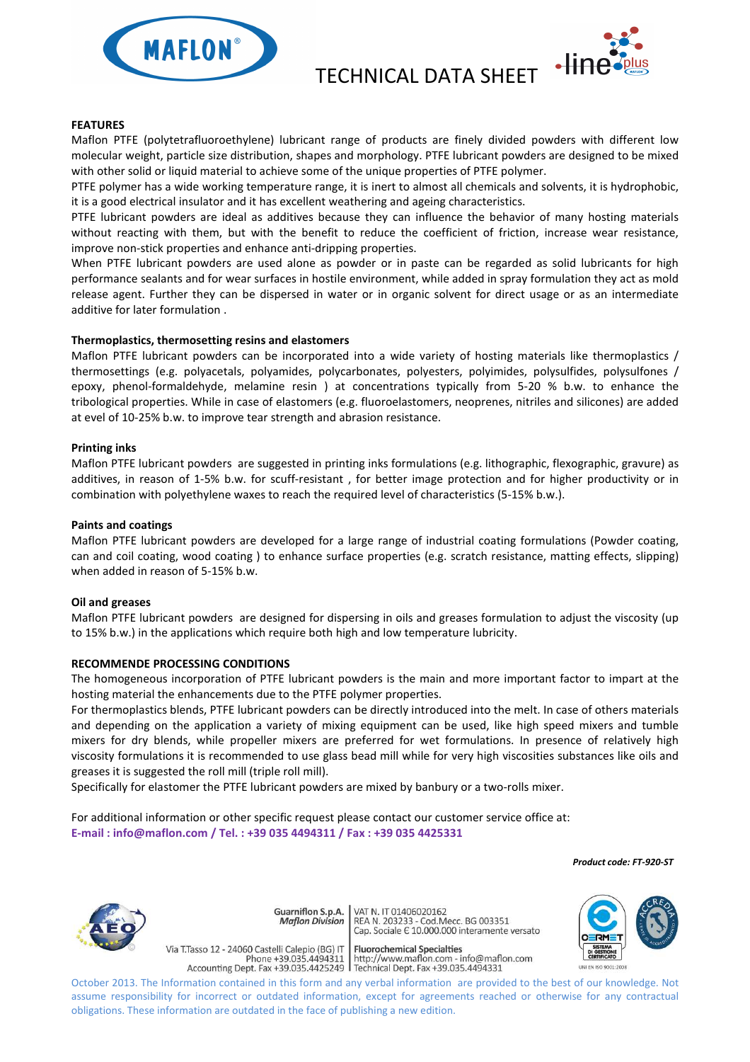# TECHNICAL DATA SHEET

**FEATURES**

Maflon PTFE (polytetrafluoroethylene) lubricant range of products are finely divided powders with different low molecular weight, particle size distribution, shapes and morphology. PTFE lubricant powders are designed to be mixed with other solid or liquid material to achieve some of the unique properties of PTFE polymer.

PTFE polymer has a wide working temperature range, it is inert to almost all chemicals and solvents, it is hydrophobic, it is a good electrical insulator and it has excellent weathering and ageing characteristics.

PTFE lubricant powders are ideal as additives because they can influence the behavior of many hosting materials without reacting with them, but with the benefit to reduce the coefficient of friction, increase wear resistance, improve non-stick properties and enhance anti-dripping properties.

When PTFE lubricant powders are used alone as powder or in paste can be regarded as solid lubricants for high performance sealants and for wear surfaces in hostile environment, while added in spray formulation they act as mold release agent. Further they can be dispersed in water or in organic solvent for direct usage or as an intermediate additive for later formulation .

**Thermoplastics, thermosetting resins and elastomers**

Maflon PTFE lubricant powders can be incorporated into a wide variety of hosting materials like thermoplastics / thermosettings (e.g. polyacetals, polyamides, polycarbonates, polyesters, polyimides, polysulfides, polysulfones / epoxy, phenol-formaldehyde, melamine resin ) at concentrations typically from 5-20 % b.w. to enhance the tribological properties. While in case of elastomers (e.g. fluoroelastomers, neoprenes, nitriles and silicones) are added at evel of 10-25% b.w. to improve tear strength and abrasion resistance.

**Printing inks**

Maflon PTFE lubricant powders are suggested in printing inks formulations (e.g. lithographic, flexographic, gravure) as additives, in reason of 1-5% b.w. for scuff-resistant , for better image protection and for higher productivity or in combination with polyethylene waxes to reach the required level of characteristics (5-15% b.w.).

**Paints and coatings**

Maflon PTFE lubricant powders are developed for a large range of industrial coating formulations (Powder coating, can and coil coating, wood coating ) to enhance surface properties (e.g. scratch resistance, matting effects, slipping) when added in reason of 5-15% b.w.

**Oil and greases**

Maflon PTFE lubricant powders are designed for dispersing in oils and greases formulation to adjust the viscosity (up to 15% b.w.) in the applications which require both high and low temperature lubricity.

**RECOMMENDE PROCESSING CONDITIONS**

The homogeneous incorporation of PTFE lubricant powders is the main and more important factor to impart at the hosting material the enhancements due to the PTFE polymer properties.

For thermoplastics blends, PTFE lubricant powders can be directly introduced into the melt. In case of others materials and depending on the application a variety of mixing equipment can be used, like high speed mixers and tumble mixers for dry blends, while propeller mixers are preferred for wet formulations. In presence of relatively high viscosity formulations it is recommended to use glass bead mill while for very high viscosities substances like oils and greases it is suggested the roll mill (triple roll mill).

Specifically for elastomer the PTFE lubricant powders are mixed by banbury or a two-rolls mixer.

For additional information or other specific request please contact our customer service office at:

**E-mail : info@maflon.com / Tel. : +39 035 4494311 / Fax : +39 035 4425331**

***Product code: FT-920-ST***

Guarniflon S.p.A. *Maflon Division* | VAT N. IT 01406020162 | REA N. 203233 - Cod.Mecc. BG 003351 | Cap. Sociale € 10.000.000 interamente versato

Via T.Tasso 12 - 24060 Castelli Calepio (BG) IT | Phone +39.035.4494311 | Accounting Dept. Fax +39.035.4425249

Fluorochemical Specialties | http://www.maflon.com - info@maflon.com | Technical Dept. Fax +39.035.4494331

October 2013. The Information contained in this form and any verbal information are provided to the best of our knowledge. Not assume responsibility for incorrect or outdated information, except for agreements reached or otherwise for any contractual obligations. These information are outdated in the face of publishing a new edition.